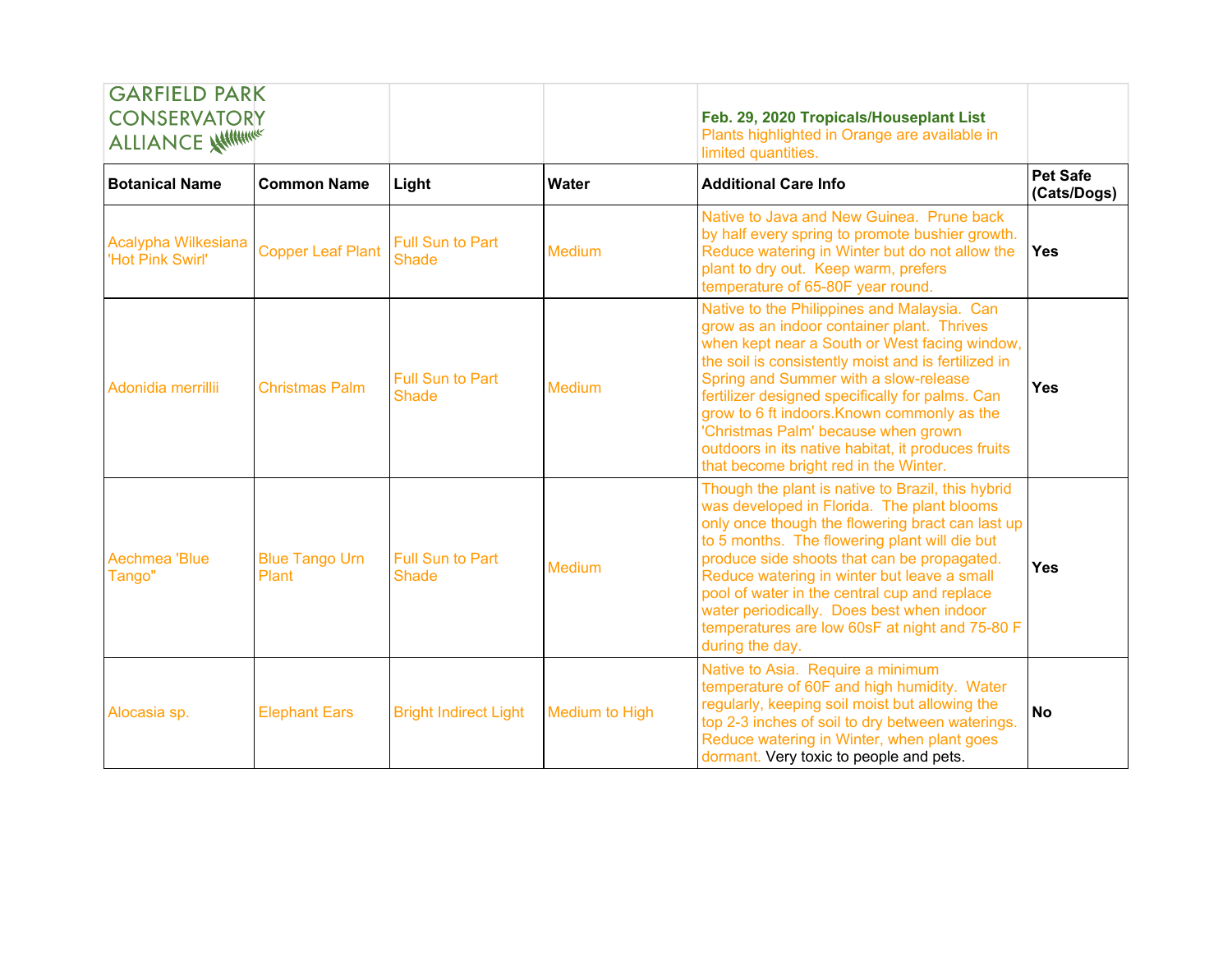GARFIELD PARK CONSERVATORY ALLIANCE

**Feb. 29, 2020 Tropicals/Houseplant List**

Plants highlighted in Orange are available in limited quantities.

| Botanical Name | Common Name | Light | Water | Additional Care Info | Pet Safe (Cats/Dogs) |
|---|---|---|---|---|---|
| Acalypha Wilkesiana 'Hot Pink Swirl' | Copper Leaf Plant | Full Sun to Part Shade | Medium | Native to Java and New Guinea. Prune back by half every spring to promote bushier growth. Reduce watering in Winter but do not allow the plant to dry out. Keep warm, prefers temperature of 65-80F year round. | **Yes** |
| Adonidia merrillii | Christmas Palm | Full Sun to Part Shade | Medium | Native to the Philippines and Malaysia. Can grow as an indoor container plant. Thrives when kept near a South or West facing window, the soil is consistently moist and is fertilized in Spring and Summer with a slow-release fertilizer designed specifically for palms. Can grow to 6 ft indoors.Known commonly as the 'Christmas Palm' because when grown outdoors in its native habitat, it produces fruits that become bright red in the Winter. | **Yes** |
| Aechmea 'Blue Tango" | Blue Tango Urn Plant | Full Sun to Part Shade | Medium | Though the plant is native to Brazil, this hybrid was developed in Florida. The plant blooms only once though the flowering bract can last up to 5 months. The flowering plant will die but produce side shoots that can be propagated. Reduce watering in winter but leave a small pool of water in the central cup and replace water periodically. Does best when indoor temperatures are low 60sF at night and 75-80 F during the day. | **Yes** |
| Alocasia sp. | Elephant Ears | Bright Indirect Light | Medium to High | Native to Asia. Require a minimum temperature of 60F and high humidity. Water regularly, keeping soil moist but allowing the top 2-3 inches of soil to dry between waterings. Reduce watering in Winter, when plant goes dormant. Very toxic to people and pets. | **No** |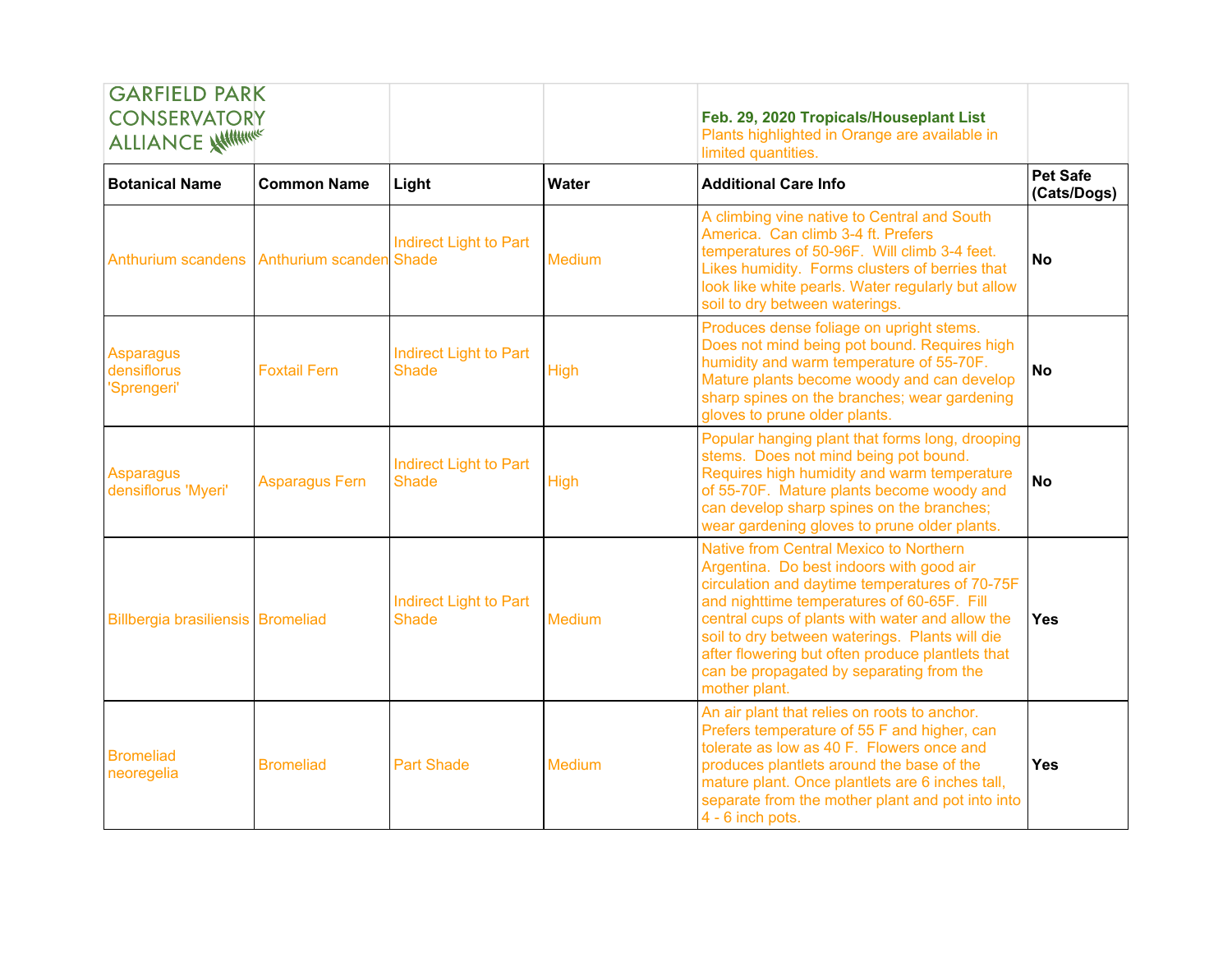GARFIELD PARK CONSERVATORY ALLIANCE

**Feb. 29, 2020 Tropicals/Houseplant List**
Plants highlighted in Orange are available in limited quantities.

| Botanical Name | Common Name | Light | Water | Additional Care Info | Pet Safe (Cats/Dogs) |
|---|---|---|---|---|---|
| Anthurium scandens | Anthurium scanden | Indirect Light to Part Shade | Medium | A climbing vine native to Central and South America. Can climb 3-4 ft. Prefers temperatures of 50-96F. Will climb 3-4 feet. Likes humidity. Forms clusters of berries that look like white pearls. Water regularly but allow soil to dry between waterings. | **No** |
| Asparagus densiflorus 'Sprengeri' | Foxtail Fern | Indirect Light to Part Shade | High | Produces dense foliage on upright stems. Does not mind being pot bound. Requires high humidity and warm temperature of 55-70F. Mature plants become woody and can develop sharp spines on the branches; wear gardening gloves to prune older plants. | **No** |
| Asparagus densiflorus 'Myeri' | Asparagus Fern | Indirect Light to Part Shade | High | Popular hanging plant that forms long, drooping stems. Does not mind being pot bound. Requires high humidity and warm temperature of 55-70F. Mature plants become woody and can develop sharp spines on the branches; wear gardening gloves to prune older plants. | **No** |
| Billbergia brasiliensis | Bromeliad | Indirect Light to Part Shade | Medium | Native from Central Mexico to Northern Argentina. Do best indoors with good air circulation and daytime temperatures of 70-75F and nighttime temperatures of 60-65F. Fill central cups of plants with water and allow the soil to dry between waterings. Plants will die after flowering but often produce plantlets that can be propagated by separating from the mother plant. | **Yes** |
| Bromeliad neoregelia | Bromeliad | Part Shade | Medium | An air plant that relies on roots to anchor. Prefers temperature of 55 F and higher, can tolerate as low as 40 F. Flowers once and produces plantlets around the base of the mature plant. Once plantlets are 6 inches tall, separate from the mother plant and pot into into 4 - 6 inch pots. | **Yes** |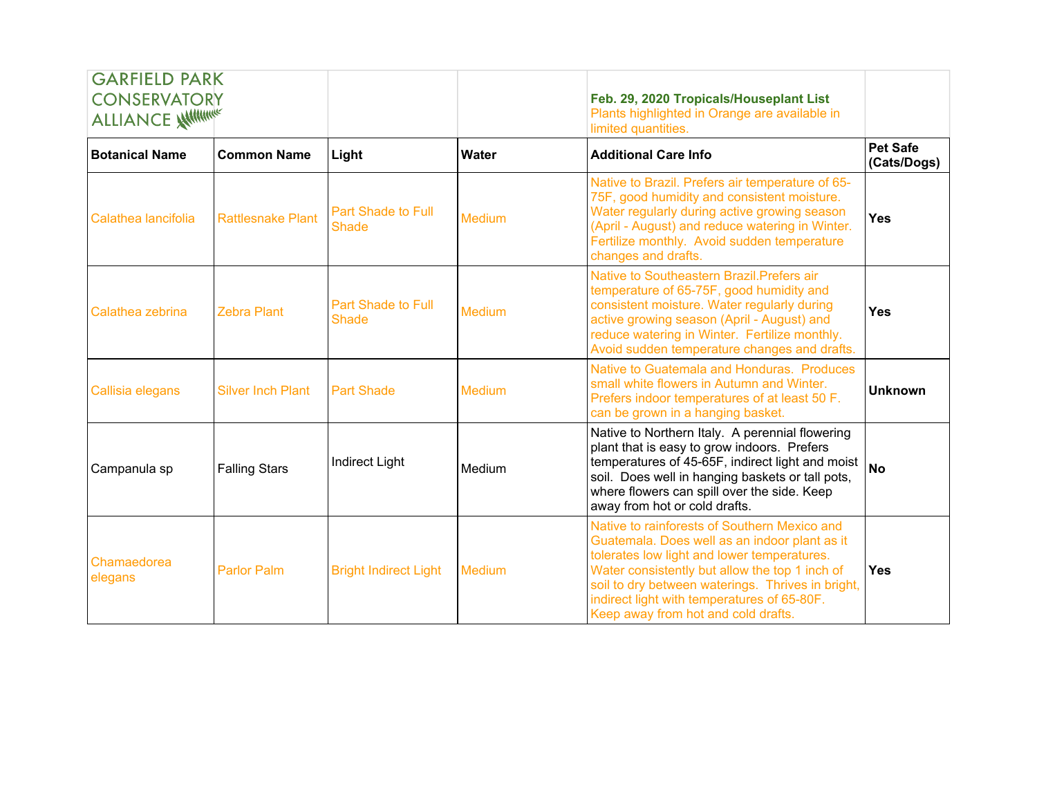GARFIELD PARK CONSERVATORY ALLIANCE

**Feb. 29, 2020 Tropicals/Houseplant List**
Plants highlighted in Orange are available in limited quantities.

| Botanical Name | Common Name | Light | Water | Additional Care Info | Pet Safe (Cats/Dogs) |
|---|---|---|---|---|---|
| Calathea lancifolia | Rattlesnake Plant | Part Shade to Full Shade | Medium | Native to Brazil. Prefers air temperature of 65-75F, good humidity and consistent moisture. Water regularly during active growing season (April - August) and reduce watering in Winter. Fertilize monthly. Avoid sudden temperature changes and drafts. | **Yes** |
| Calathea zebrina | Zebra Plant | Part Shade to Full Shade | Medium | Native to Southeastern Brazil.Prefers air temperature of 65-75F, good humidity and consistent moisture. Water regularly during active growing season (April - August) and reduce watering in Winter. Fertilize monthly. Avoid sudden temperature changes and drafts. | **Yes** |
| Callisia elegans | Silver Inch Plant | Part Shade | Medium | Native to Guatemala and Honduras. Produces small white flowers in Autumn and Winter. Prefers indoor temperatures of at least 50 F. can be grown in a hanging basket. | **Unknown** |
| Campanula sp | Falling Stars | Indirect Light | Medium | Native to Northern Italy. A perennial flowering plant that is easy to grow indoors. Prefers temperatures of 45-65F, indirect light and moist soil. Does well in hanging baskets or tall pots, where flowers can spill over the side. Keep away from hot or cold drafts. | **No** |
| Chamaedorea elegans | Parlor Palm | Bright Indirect Light | Medium | Native to rainforests of Southern Mexico and Guatemala. Does well as an indoor plant as it tolerates low light and lower temperatures. Water consistently but allow the top 1 inch of soil to dry between waterings. Thrives in bright, indirect light with temperatures of 65-80F. Keep away from hot and cold drafts. | **Yes** |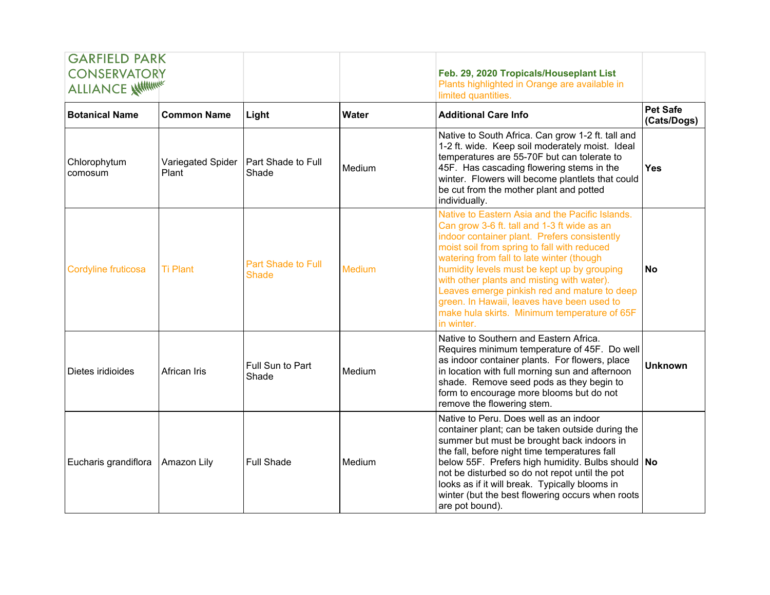GARFIELD PARK CONSERVATORY ALLIANCE

**Feb. 29, 2020 Tropicals/Houseplant List**
Plants highlighted in Orange are available in limited quantities.

| Botanical Name | Common Name | Light | Water | Additional Care Info | Pet Safe (Cats/Dogs) |
|---|---|---|---|---|---|
| Chlorophytum comosum | Variegated Spider Plant | Part Shade to Full Shade | Medium | Native to South Africa. Can grow 1-2 ft. tall and 1-2 ft. wide. Keep soil moderately moist. Ideal temperatures are 55-70F but can tolerate to 45F. Has cascading flowering stems in the winter. Flowers will become plantlets that could be cut from the mother plant and potted individually. | **Yes** |
| Cordyline fruticosa | Ti Plant | Part Shade to Full Shade | Medium | Native to Eastern Asia and the Pacific Islands. Can grow 3-6 ft. tall and 1-3 ft wide as an indoor container plant. Prefers consistently moist soil from spring to fall with reduced watering from fall to late winter (though humidity levels must be kept up by grouping with other plants and misting with water). Leaves emerge pinkish red and mature to deep green. In Hawaii, leaves have been used to make hula skirts. Minimum temperature of 65F in winter. | **No** |
| Dietes iridioides | African Iris | Full Sun to Part Shade | Medium | Native to Southern and Eastern Africa. Requires minimum temperature of 45F. Do well as indoor container plants. For flowers, place in location with full morning sun and afternoon shade. Remove seed pods as they begin to form to encourage more blooms but do not remove the flowering stem. | **Unknown** |
| Eucharis grandiflora | Amazon Lily | Full Shade | Medium | Native to Peru. Does well as an indoor container plant; can be taken outside during the summer but must be brought back indoors in the fall, before night time temperatures fall below 55F. Prefers high humidity. Bulbs should not be disturbed so do not repot until the pot looks as if it will break. Typically blooms in winter (but the best flowering occurs when roots are pot bound). | **No** |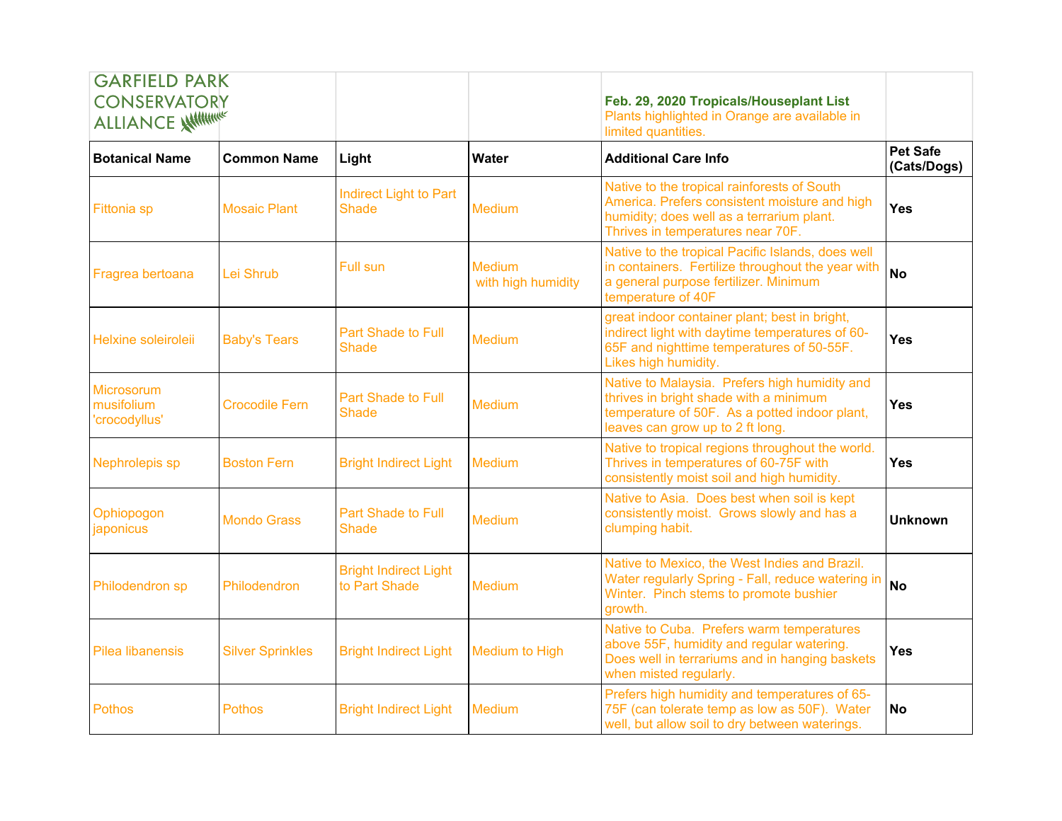| GARFIELD PARK CONSERVATORY ALLIANCE | | | | **Feb. 29, 2020 Tropicals/Houseplant List** Plants highlighted in Orange are available in limited quantities. | |
|---|---|---|---|---|---|
| **Botanical Name** | **Common Name** | **Light** | **Water** | **Additional Care Info** | **Pet Safe (Cats/Dogs)** |
| Fittonia sp | Mosaic Plant | Indirect Light to Part Shade | Medium | Native to the tropical rainforests of South America. Prefers consistent moisture and high humidity; does well as a terrarium plant. Thrives in temperatures near 70F. | **Yes** |
| Fragrea bertoana | Lei Shrub | Full sun | Medium with high humidity | Native to the tropical Pacific Islands, does well in containers. Fertilize throughout the year with a general purpose fertilizer. Minimum temperature of 40F | **No** |
| Helxine soleiroleii | Baby's Tears | Part Shade to Full Shade | Medium | great indoor container plant; best in bright, indirect light with daytime temperatures of 60-65F and nighttime temperatures of 50-55F. Likes high humidity. | **Yes** |
| Microsorum musifolium 'crocodyllus' | Crocodile Fern | Part Shade to Full Shade | Medium | Native to Malaysia. Prefers high humidity and thrives in bright shade with a minimum temperature of 50F. As a potted indoor plant, leaves can grow up to 2 ft long. | **Yes** |
| Nephrolepis sp | Boston Fern | Bright Indirect Light | Medium | Native to tropical regions throughout the world. Thrives in temperatures of 60-75F with consistently moist soil and high humidity. | **Yes** |
| Ophiopogon japonicus | Mondo Grass | Part Shade to Full Shade | Medium | Native to Asia. Does best when soil is kept consistently moist. Grows slowly and has a clumping habit. | **Unknown** |
| Philodendron sp | Philodendron | Bright Indirect Light to Part Shade | Medium | Native to Mexico, the West Indies and Brazil. Water regularly Spring - Fall, reduce watering in Winter. Pinch stems to promote bushier growth. | **No** |
| Pilea libanensis | Silver Sprinkles | Bright Indirect Light | Medium to High | Native to Cuba. Prefers warm temperatures above 55F, humidity and regular watering. Does well in terrariums and in hanging baskets when misted regularly. | **Yes** |
| Pothos | Pothos | Bright Indirect Light | Medium | Prefers high humidity and temperatures of 65-75F (can tolerate temp as low as 50F). Water well, but allow soil to dry between waterings. | **No** |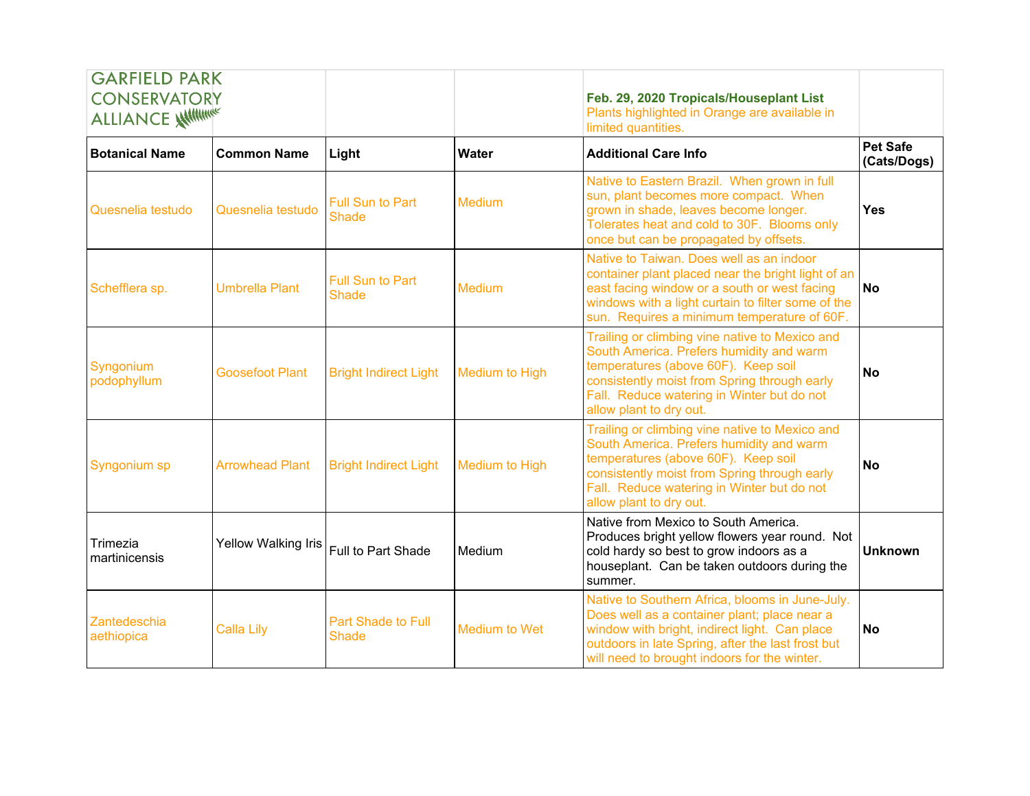GARFIELD PARK CONSERVATORY ALLIANCE

**Feb. 29, 2020 Tropicals/Houseplant List**
Plants highlighted in Orange are available in limited quantities.

| Botanical Name | Common Name | Light | Water | Additional Care Info | Pet Safe (Cats/Dogs) |
|---|---|---|---|---|---|
| Quesnelia testudo | Quesnelia testudo | Full Sun to Part Shade | Medium | Native to Eastern Brazil. When grown in full sun, plant becomes more compact. When grown in shade, leaves become longer. Tolerates heat and cold to 30F. Blooms only once but can be propagated by offsets. | **Yes** |
| Schefflera sp. | Umbrella Plant | Full Sun to Part Shade | Medium | Native to Taiwan. Does well as an indoor container plant placed near the bright light of an east facing window or a south or west facing windows with a light curtain to filter some of the sun. Requires a minimum temperature of 60F. | **No** |
| Syngonium podophyllum | Goosefoot Plant | Bright Indirect Light | Medium to High | Trailing or climbing vine native to Mexico and South America. Prefers humidity and warm temperatures (above 60F). Keep soil consistently moist from Spring through early Fall. Reduce watering in Winter but do not allow plant to dry out. | **No** |
| Syngonium sp | Arrowhead Plant | Bright Indirect Light | Medium to High | Trailing or climbing vine native to Mexico and South America. Prefers humidity and warm temperatures (above 60F). Keep soil consistently moist from Spring through early Fall. Reduce watering in Winter but do not allow plant to dry out. | **No** |
| Trimezia martinicensis | Yellow Walking Iris | Full to Part Shade | Medium | Native from Mexico to South America. Produces bright yellow flowers year round. Not cold hardy so best to grow indoors as a houseplant. Can be taken outdoors during the summer. | **Unknown** |
| Zantedeschia aethiopica | Calla Lily | Part Shade to Full Shade | Medium to Wet | Native to Southern Africa, blooms in June-July. Does well as a container plant; place near a window with bright, indirect light. Can place outdoors in late Spring, after the last frost but will need to brought indoors for the winter. | **No** |